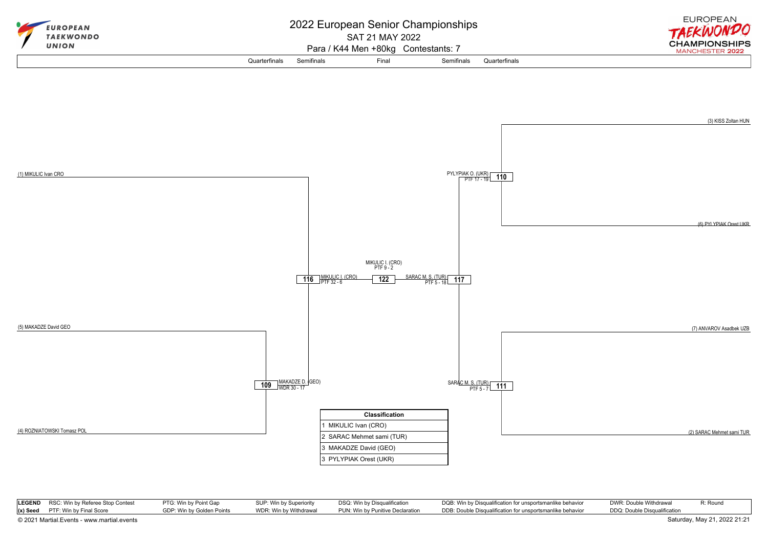# 2022 European Senior Championships

SAT 21 MAY 2022

Para / K44 Men +80kg Contestants: 7

Quarterfinals | Semifinals | Final | Semifinals | Quarterfinals

(3) KISS Zoltan HUN

(1) MIKULIC Ivan CRO

PYLYPIAK O. (UKR)
PTF 17 - 19
**110**

(6) PYLYPIAK Orest UKR

MIKULIC I. (CRO)
PTF 9 - 2

**116** MIKULIC I. (CRO)
PTF 32 - 6

**122**

SARAC M. S. (TUR)
PTF 5 - 18
**117**

(5) MAKADZE David GEO

(7) ANVAROV Asadbek UZB

**109** MAKADZE D. (GEO)
WDR 30 - 17

SARAC M. S. (TUR)
PTF 5 - 7
**111**

(4) ROZNIATOWSKI Tomasz POL

(2) SARAC Mehmet sami TUR

| Classification |
|---|
| 1 MIKULIC Ivan (CRO) |
| 2 SARAC Mehmet sami (TUR) |
| 3 MAKADZE David (GEO) |
| 3 PYLYPIAK Orest (UKR) |

| LEGEND | | | | | | |
|---|---|---|---|---|---|---|
| | RSC: Win by Referee Stop Contest | PTG: Win by Point Gap | SUP: Win by Superiority | DSQ: Win by Disqualification | DQB: Win by Disqualification for unsportsmanlike behavior | DWR: Double Withdrawal | R: Round |
| (x) Seed | PTF: Win by Final Score | GDP: Win by Golden Points | WDR: Win by Withdrawal | PUN: Win by Punitive Declaration | DDB: Double Disqualification for unsportsmanlike behavior | DDQ: Double Disqualification | |

© 2021 Martial.Events - www.martial.events

Saturday, May 21, 2022 21:21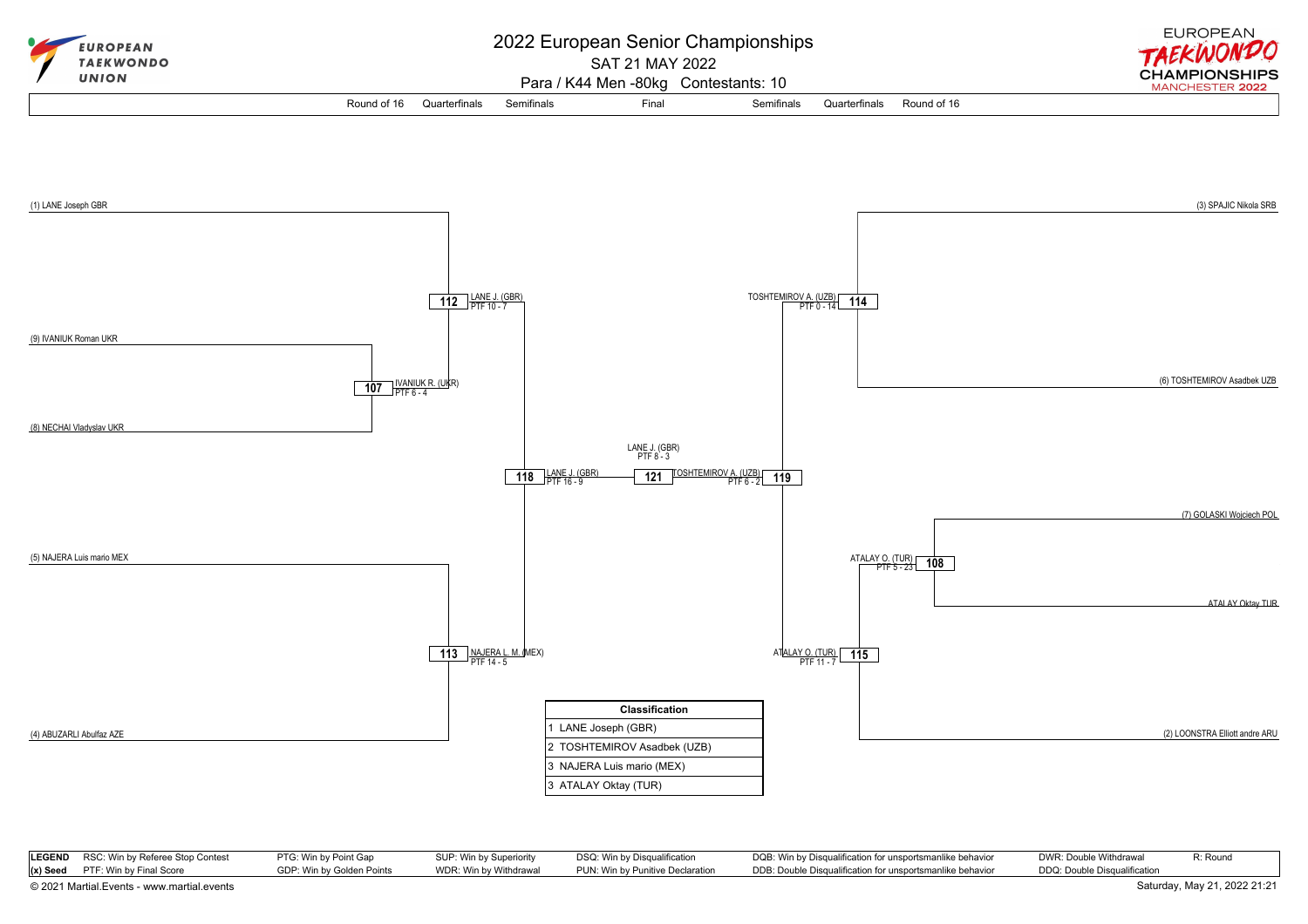# 2022 European Senior Championships

SAT 21 MAY 2022

Para / K44 Men -80kg Contestants: 10

Round of 16 | Quarterfinals | Semifinals | Final | Semifinals | Quarterfinals | Round of 16

(1) LANE Joseph GBR

(9) IVANIUK Roman UKR

(8) NECHAI Vladyslav UKR

(5) NAJERA Luis mario MEX

(4) ABUZARLI Abulfaz AZE

(3) SPAJIC Nikola SRB

(6) TOSHTEMIROV Asadbek UZB

(7) GOLASKI Wojciech POL

ATALAY Oktay TUR

(2) LOONSTRA Elliott andre ARU

**107** IVANIUK R. (UKR) PTF 6 - 4

**112** LANE J. (GBR) PTF 10 - 7

**113** NAJERA L. M. (MEX) PTF 14 - 5

**118** LANE J. (GBR) PTF 16 - 9

**121** LANE J. (GBR) PTF 8 - 3

**119** TOSHTEMIROV A. (UZB) PTF 6 - 2

**114** TOSHTEMIROV A. (UZB) PTF 0 - 14

**108** ATALAY O. (TUR) PTF 5 - 23

**115** ATALAY O. (TUR) PTF 11 - 7

| Classification |
|---|
| 1 LANE Joseph (GBR) |
| 2 TOSHTEMIROV Asadbek (UZB) |
| 3 NAJERA Luis mario (MEX) |
| 3 ATALAY Oktay (TUR) |

| LEGEND | RSC: Win by Referee Stop Contest | PTG: Win by Point Gap | SUP: Win by Superiority | DSQ: Win by Disqualification | DQB: Win by Disqualification for unsportsmanlike behavior | DWR: Double Withdrawal | R: Round |
|---|---|---|---|---|---|---|---|
| (x) Seed | PTF: Win by Final Score | GDP: Win by Golden Points | WDR: Win by Withdrawal | PUN: Win by Punitive Declaration | DDB: Double Disqualification for unsportsmanlike behavior | DDQ: Double Disqualification | |

© 2021 Martial.Events - www.martial.events

Saturday, May 21, 2022 21:21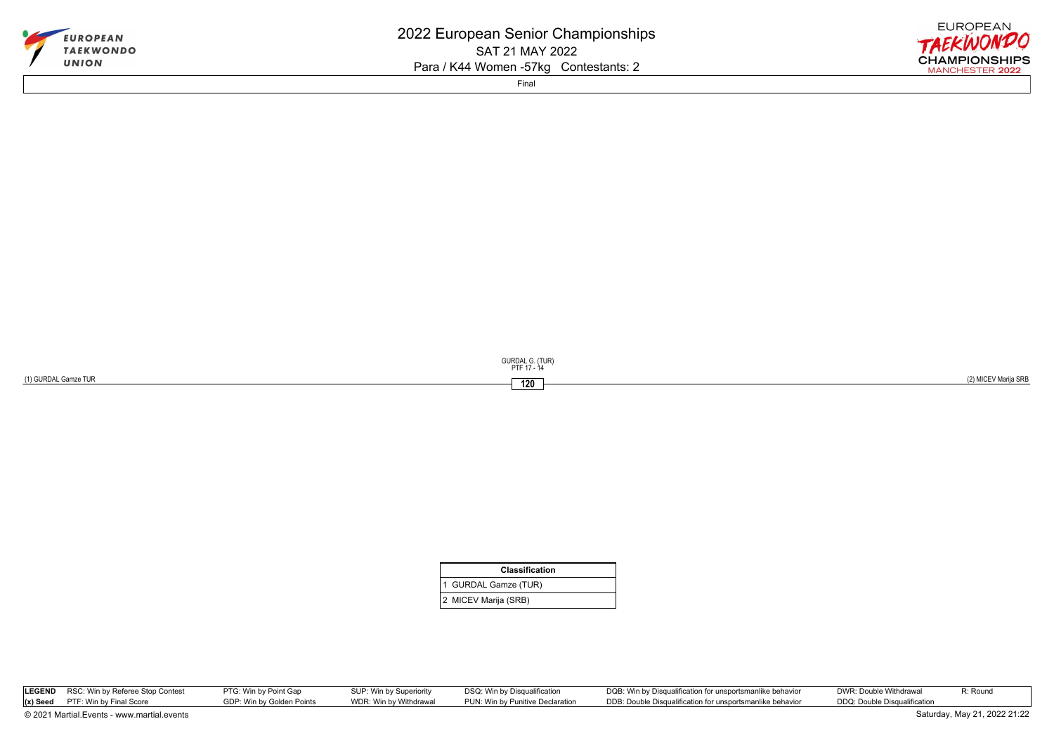# 2022 European Senior Championships

SAT 21 MAY 2022

Para / K44 Women -57kg Contestants: 2

Final

GURDAL G. (TUR)
PTF 17 - 14

(1) GURDAL Gamze TUR

120

(2) MICEV Marija SRB

| Classification |
|---|
| 1 GURDAL Gamze (TUR) |
| 2 MICEV Marija (SRB) |

| | | | | | | | |
|---|---|---|---|---|---|---|---|
| **LEGEND** | RSC: Win by Referee Stop Contest | PTG: Win by Point Gap | SUP: Win by Superiority | DSQ: Win by Disqualification | DQB: Win by Disqualification for unsportsmanlike behavior | DWR: Double Withdrawal | R: Round |
| **(x) Seed** | PTF: Win by Final Score | GDP: Win by Golden Points | WDR: Win by Withdrawal | PUN: Win by Punitive Declaration | DDB: Double Disqualification for unsportsmanlike behavior | DDQ: Double Disqualification | |

© 2021 Martial.Events - www.martial.events

Saturday, May 21, 2022 21:22